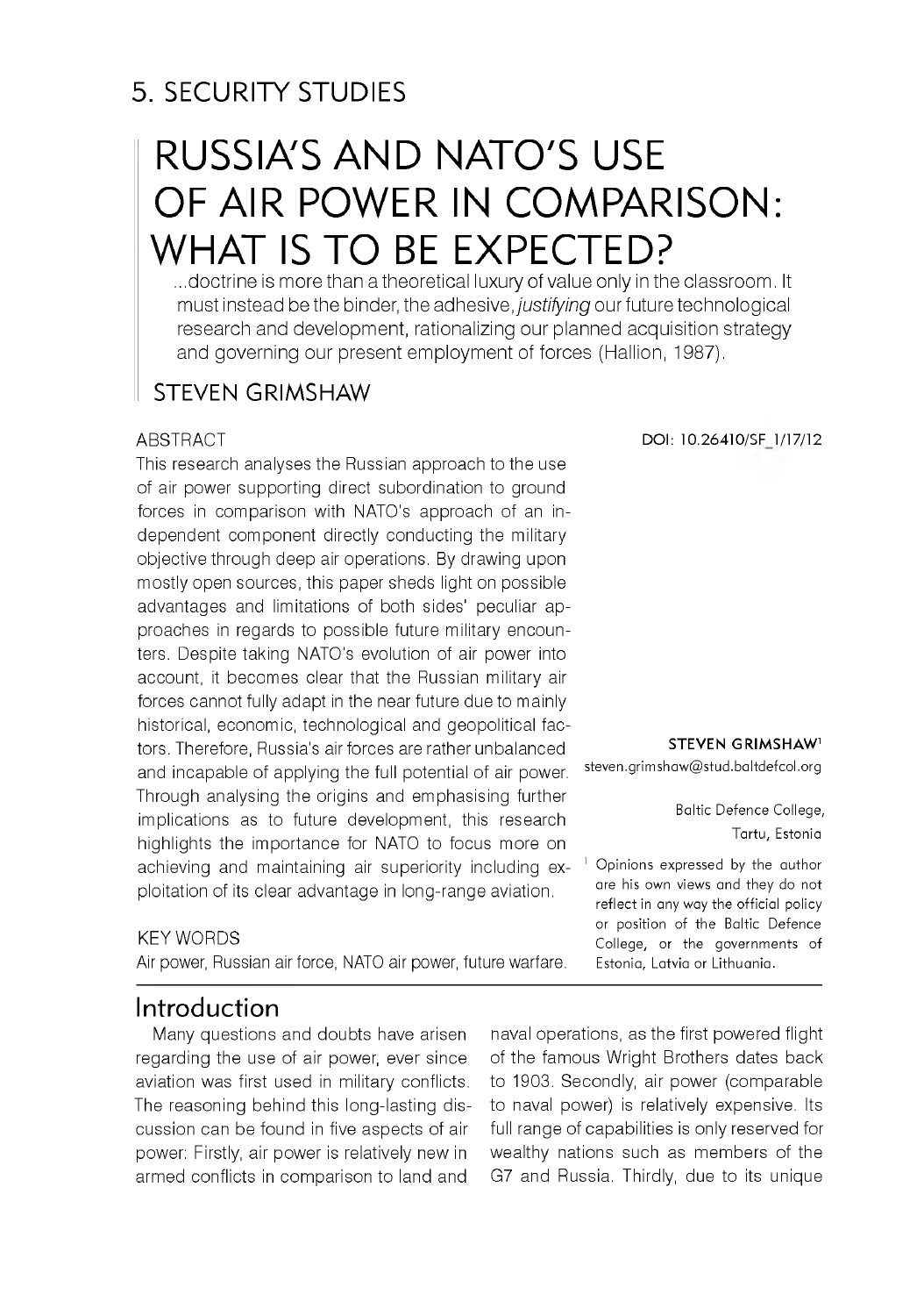## 5. SECURITY STUDIES

# RUSSIA'S AND NATO'S USE OF AIR POWER IN COMPARISON: WHAT IS TO BE EXPECTED?

> ...doctrine is more than a theoretical luxury of value only in the classroom. It must instead be the binder, the adhesive, *justifying* our future technological research and development, rationalizing our planned acquisition strategy and governing our present employment of forces (Hallion, 1987).

## STEVEN GRIMSHAW

DOI: 10.26410/SF_1/17/12

**STEVEN GRIMSHAW**[1]
steven.grimshaw@stud.baltdefcol.org

Baltic Defence College,
Tartu, Estonia

[1] Opinions expressed by the author are his own views and they do not reflect in any way the official policy or position of the Baltic Defence College, or the governments of Estonia, Latvia or Lithuania.

### ABSTRACT

This research analyses the Russian approach to the use of air power supporting direct subordination to ground forces in comparison with NATO's approach of an independent component directly conducting the military objective through deep air operations. By drawing upon mostly open sources, this paper sheds light on possible advantages and limitations of both sides' peculiar approaches in regards to possible future military encounters. Despite taking NATO's evolution of air power into account, it becomes clear that the Russian military air forces cannot fully adapt in the near future due to mainly historical, economic, technological and geopolitical factors. Therefore, Russia's air forces are rather unbalanced and incapable of applying the full potential of air power. Through analysing the origins and emphasising further implications as to future development, this research highlights the importance for NATO to focus more on achieving and maintaining air superiority including exploitation of its clear advantage in long-range aviation.

### KEY WORDS

Air power, Russian air force, NATO air power, future warfare.

## Introduction

Many questions and doubts have arisen regarding the use of air power, ever since aviation was first used in military conflicts. The reasoning behind this long-lasting discussion can be found in five aspects of air power: Firstly, air power is relatively new in armed conflicts in comparison to land and naval operations, as the first powered flight of the famous Wright Brothers dates back to 1903. Secondly, air power (comparable to naval power) is relatively expensive. Its full range of capabilities is only reserved for wealthy nations such as members of the G7 and Russia. Thirdly, due to its unique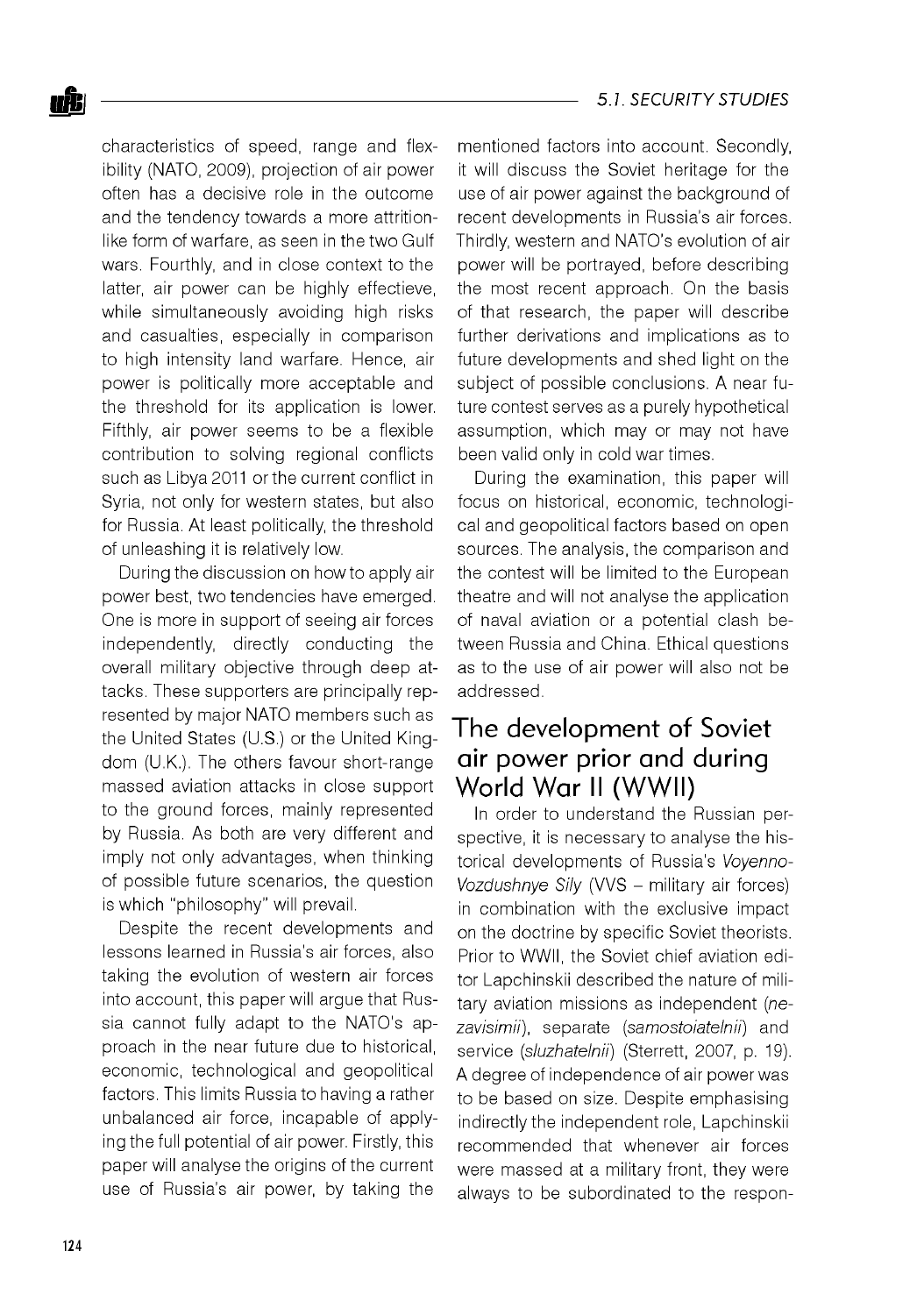characteristics of speed, range and flexibility (NATO, 2009), projection of air power often has a decisive role in the outcome and the tendency towards a more attrition-like form of warfare, as seen in the two Gulf wars. Fourthly, and in close context to the latter, air power can be highly effectieve, while simultaneously avoiding high risks and casualties, especially in comparison to high intensity land warfare. Hence, air power is politically more acceptable and the threshold for its application is lower. Fifthly, air power seems to be a flexible contribution to solving regional conflicts such as Libya 2011 or the current conflict in Syria, not only for western states, but also for Russia. At least politically, the threshold of unleashing it is relatively low.

During the discussion on how to apply air power best, two tendencies have emerged. One is more in support of seeing air forces independently, directly conducting the overall military objective through deep attacks. These supporters are principally represented by major NATO members such as the United States (U.S.) or the United Kingdom (U.K.). The others favour short-range massed aviation attacks in close support to the ground forces, mainly represented by Russia. As both are very different and imply not only advantages, when thinking of possible future scenarios, the question is which "philosophy" will prevail.

Despite the recent developments and lessons learned in Russia's air forces, also taking the evolution of western air forces into account, this paper will argue that Russia cannot fully adapt to the NATO's approach in the near future due to historical, economic, technological and geopolitical factors. This limits Russia to having a rather unbalanced air force, incapable of applying the full potential of air power. Firstly, this paper will analyse the origins of the current use of Russia's air power, by taking the mentioned factors into account. Secondly, it will discuss the Soviet heritage for the use of air power against the background of recent developments in Russia's air forces. Thirdly, western and NATO's evolution of air power will be portrayed, before describing the most recent approach. On the basis of that research, the paper will describe further derivations and implications as to future developments and shed light on the subject of possible conclusions. A near future contest serves as a purely hypothetical assumption, which may or may not have been valid only in cold war times.

During the examination, this paper will focus on historical, economic, technological and geopolitical factors based on open sources. The analysis, the comparison and the contest will be limited to the European theatre and will not analyse the application of naval aviation or a potential clash between Russia and China. Ethical questions as to the use of air power will also not be addressed.

## The development of Soviet air power prior and during World War II (WWII)

In order to understand the Russian perspective, it is necessary to analyse the historical developments of Russia's *Voyenno-Vozdushnye Sily* (VVS – military air forces) in combination with the exclusive impact on the doctrine by specific Soviet theorists. Prior to WWII, the Soviet chief aviation editor Lapchinskii described the nature of military aviation missions as independent (*nezavisimii*), separate (*samostoiatelnii*) and service (*sluzhatelnii*) (Sterrett, 2007, p. 19). A degree of independence of air power was to be based on size. Despite emphasising indirectly the independent role, Lapchinskii recommended that whenever air forces were massed at a military front, they were always to be subordinated to the respon-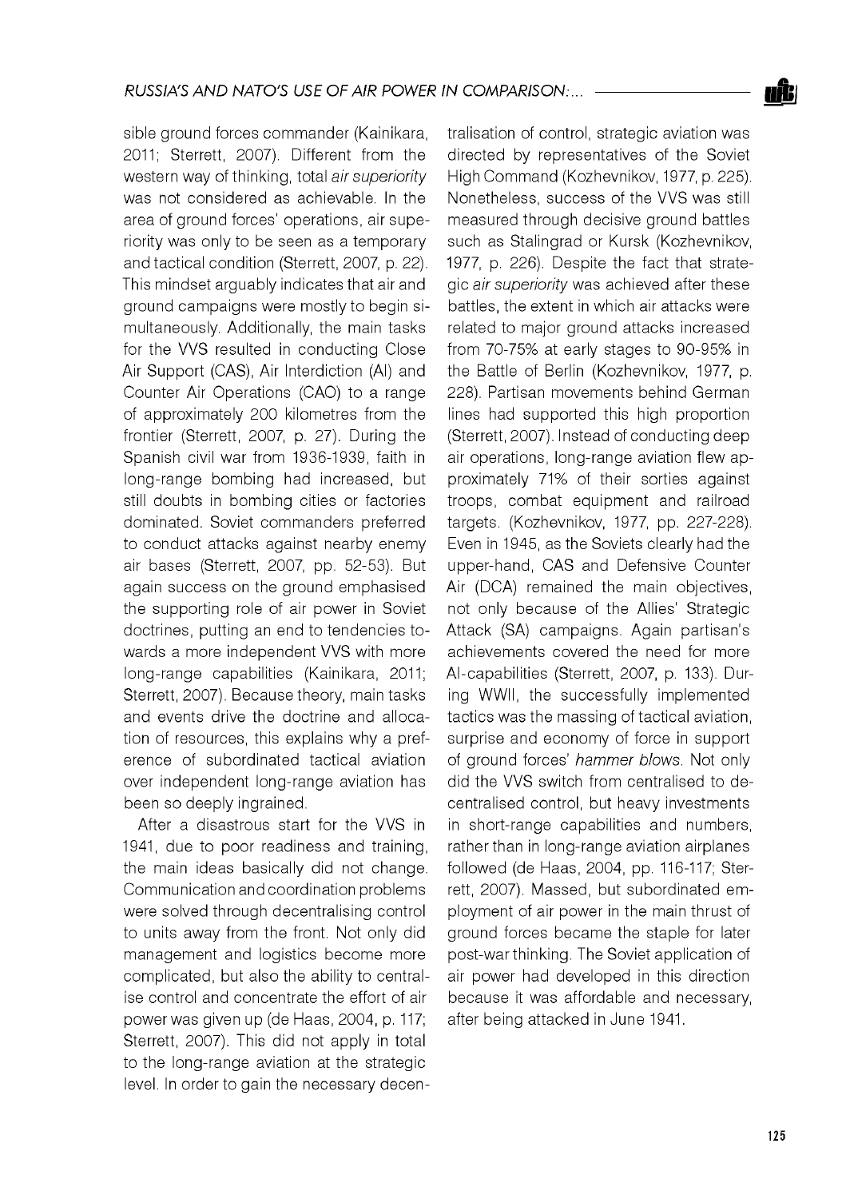sible ground forces commander (Kainikara, 2011; Sterrett, 2007). Different from the western way of thinking, total *air superiority* was not considered as achievable. In the area of ground forces' operations, air superiority was only to be seen as a temporary and tactical condition (Sterrett, 2007, p. 22). This mindset arguably indicates that air and ground campaigns were mostly to begin simultaneously. Additionally, the main tasks for the VVS resulted in conducting Close Air Support (CAS), Air Interdiction (AI) and Counter Air Operations (CAO) to a range of approximately 200 kilometres from the frontier (Sterrett, 2007, p. 27). During the Spanish civil war from 1936-1939, faith in long-range bombing had increased, but still doubts in bombing cities or factories dominated. Soviet commanders preferred to conduct attacks against nearby enemy air bases (Sterrett, 2007, pp. 52-53). But again success on the ground emphasised the supporting role of air power in Soviet doctrines, putting an end to tendencies towards a more independent VVS with more long-range capabilities (Kainikara, 2011; Sterrett, 2007). Because theory, main tasks and events drive the doctrine and allocation of resources, this explains why a preference of subordinated tactical aviation over independent long-range aviation has been so deeply ingrained.

After a disastrous start for the VVS in 1941, due to poor readiness and training, the main ideas basically did not change. Communication and coordination problems were solved through decentralising control to units away from the front. Not only did management and logistics become more complicated, but also the ability to centralise control and concentrate the effort of air power was given up (de Haas, 2004, p. 117; Sterrett, 2007). This did not apply in total to the long-range aviation at the strategic level. In order to gain the necessary decentralisation of control, strategic aviation was directed by representatives of the Soviet High Command (Kozhevnikov, 1977, p. 225). Nonetheless, success of the VVS was still measured through decisive ground battles such as Stalingrad or Kursk (Kozhevnikov, 1977, p. 226). Despite the fact that strategic *air superiority* was achieved after these battles, the extent in which air attacks were related to major ground attacks increased from 70-75% at early stages to 90-95% in the Battle of Berlin (Kozhevnikov, 1977, p. 228). Partisan movements behind German lines had supported this high proportion (Sterrett, 2007). Instead of conducting deep air operations, long-range aviation flew approximately 71% of their sorties against troops, combat equipment and railroad targets. (Kozhevnikov, 1977, pp. 227-228). Even in 1945, as the Soviets clearly had the upper-hand, CAS and Defensive Counter Air (DCA) remained the main objectives, not only because of the Allies' Strategic Attack (SA) campaigns. Again partisan's achievements covered the need for more AI-capabilities (Sterrett, 2007, p. 133). During WWII, the successfully implemented tactics was the massing of tactical aviation, surprise and economy of force in support of ground forces' *hammer blows*. Not only did the VVS switch from centralised to decentralised control, but heavy investments in short-range capabilities and numbers, rather than in long-range aviation airplanes followed (de Haas, 2004, pp. 116-117; Sterrett, 2007). Massed, but subordinated employment of air power in the main thrust of ground forces became the staple for later post-war thinking. The Soviet application of air power had developed in this direction because it was affordable and necessary, after being attacked in June 1941.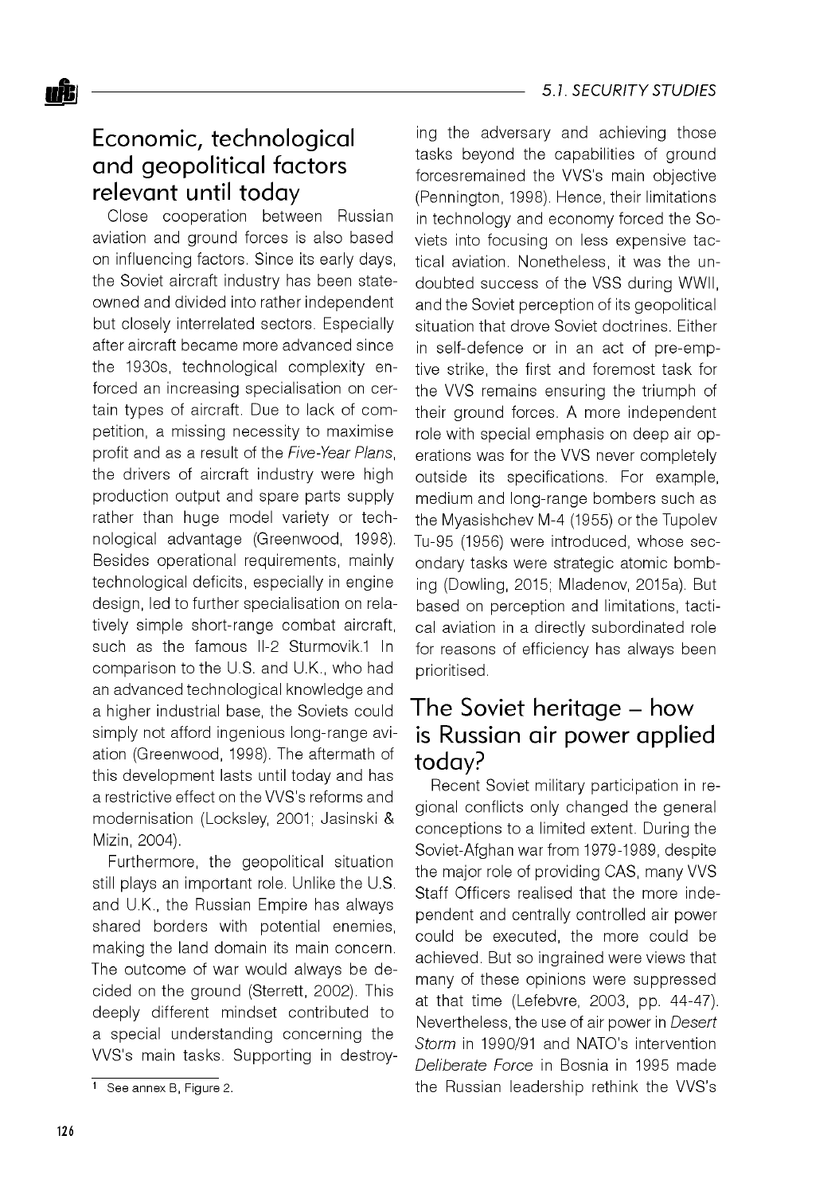## Economic, technological and geopolitical factors relevant until today

Close cooperation between Russian aviation and ground forces is also based on influencing factors. Since its early days, the Soviet aircraft industry has been state-owned and divided into rather independent but closely interrelated sectors. Especially after aircraft became more advanced since the 1930s, technological complexity enforced an increasing specialisation on certain types of aircraft. Due to lack of competition, a missing necessity to maximise profit and as a result of the *Five-Year Plans*, the drivers of aircraft industry were high production output and spare parts supply rather than huge model variety or technological advantage (Greenwood, 1998). Besides operational requirements, mainly technological deficits, especially in engine design, led to further specialisation on relatively simple short-range combat aircraft, such as the famous Il-2 Sturmovik.[1] In comparison to the U.S. and U.K., who had an advanced technological knowledge and a higher industrial base, the Soviets could simply not afford ingenious long-range aviation (Greenwood, 1998). The aftermath of this development lasts until today and has a restrictive effect on the VVS's reforms and modernisation (Locksley, 2001; Jasinski & Mizin, 2004).

Furthermore, the geopolitical situation still plays an important role. Unlike the U.S. and U.K., the Russian Empire has always shared borders with potential enemies, making the land domain its main concern. The outcome of war would always be decided on the ground (Sterrett, 2002). This deeply different mindset contributed to a special understanding concerning the VVS's main tasks. Supporting in destroying the adversary and achieving those tasks beyond the capabilities of ground forcesremained the VVS's main objective (Pennington, 1998). Hence, their limitations in technology and economy forced the Soviets into focusing on less expensive tactical aviation. Nonetheless, it was the undoubted success of the VSS during WWII, and the Soviet perception of its geopolitical situation that drove Soviet doctrines. Either in self-defence or in an act of pre-emptive strike, the first and foremost task for the VVS remains ensuring the triumph of their ground forces. A more independent role with special emphasis on deep air operations was for the VVS never completely outside its specifications. For example, medium and long-range bombers such as the Myasishchev M-4 (1955) or the Tupolev Tu-95 (1956) were introduced, whose secondary tasks were strategic atomic bombing (Dowling, 2015; Mladenov, 2015a). But based on perception and limitations, tactical aviation in a directly subordinated role for reasons of efficiency has always been prioritised.

## The Soviet heritage – how is Russian air power applied today?

Recent Soviet military participation in regional conflicts only changed the general conceptions to a limited extent. During the Soviet-Afghan war from 1979-1989, despite the major role of providing CAS, many VVS Staff Officers realised that the more independent and centrally controlled air power could be executed, the more could be achieved. But so ingrained were views that many of these opinions were suppressed at that time (Lefebvre, 2003, pp. 44-47). Nevertheless, the use of air power in *Desert Storm* in 1990/91 and NATO's intervention *Deliberate Force* in Bosnia in 1995 made the Russian leadership rethink the VVS's

[1] See annex B, Figure 2.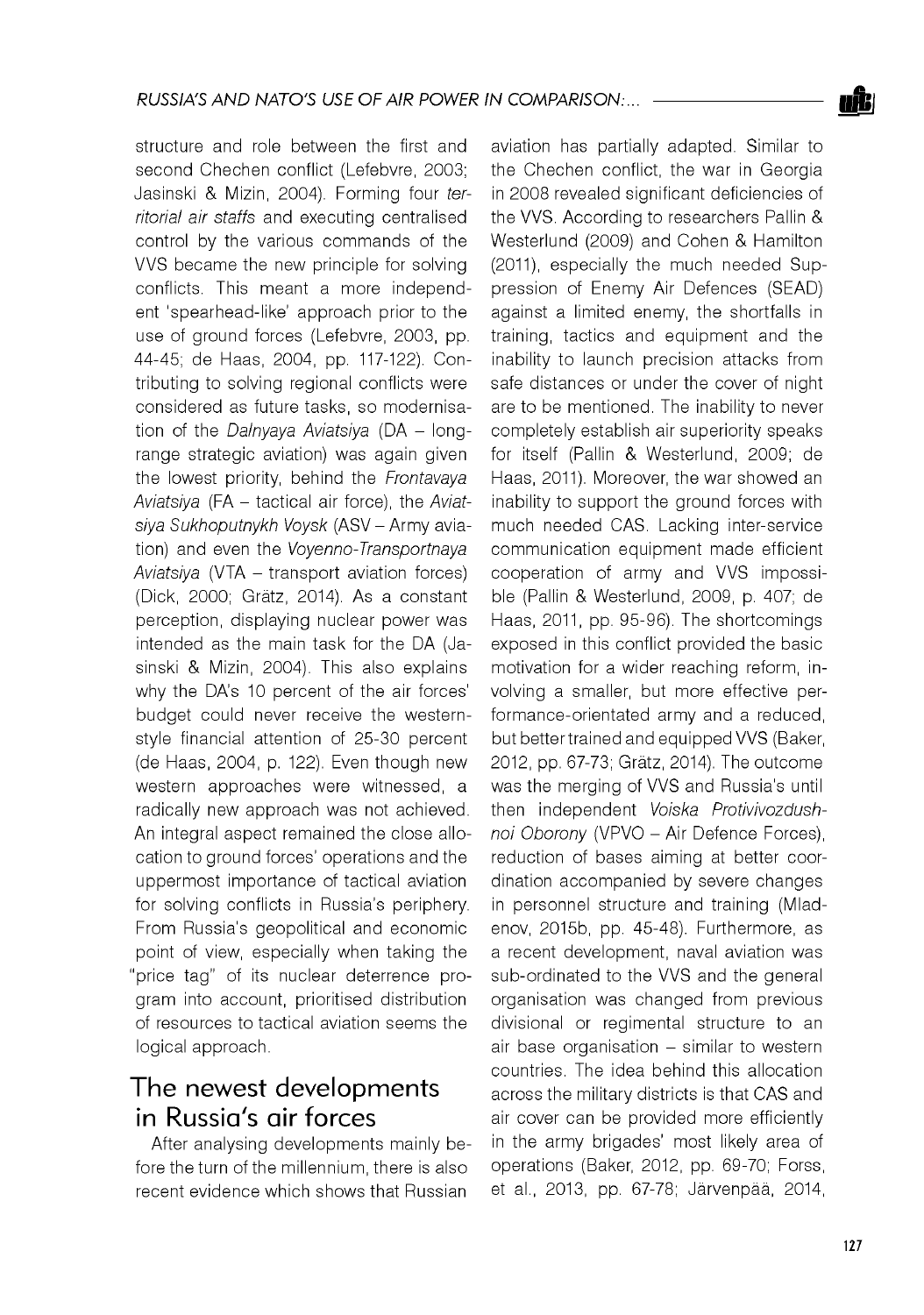structure and role between the first and second Chechen conflict (Lefebvre, 2003; Jasinski & Mizin, 2004). Forming four *territorial air staffs* and executing centralised control by the various commands of the VVS became the new principle for solving conflicts. This meant a more independent 'spearhead-like' approach prior to the use of ground forces (Lefebvre, 2003, pp. 44-45; de Haas, 2004, pp. 117-122). Contributing to solving regional conflicts were considered as future tasks, so modernisation of the *Dalnyaya Aviatsiya* (DA – long-range strategic aviation) was again given the lowest priority, behind the *Frontavaya Aviatsiya* (FA – tactical air force), the *Aviatsiya Sukhoputnykh Voysk* (ASV – Army aviation) and even the *Voyenno-Transportnaya Aviatsiya* (VTA – transport aviation forces) (Dick, 2000; Grätz, 2014). As a constant perception, displaying nuclear power was intended as the main task for the DA (Jasinski & Mizin, 2004). This also explains why the DA's 10 percent of the air forces' budget could never receive the western-style financial attention of 25-30 percent (de Haas, 2004, p. 122). Even though new western approaches were witnessed, a radically new approach was not achieved. An integral aspect remained the close allocation to ground forces' operations and the uppermost importance of tactical aviation for solving conflicts in Russia's periphery. From Russia's geopolitical and economic point of view, especially when taking the "price tag" of its nuclear deterrence program into account, prioritised distribution of resources to tactical aviation seems the logical approach.

## The newest developments in Russia's air forces

After analysing developments mainly before the turn of the millennium, there is also recent evidence which shows that Russian aviation has partially adapted. Similar to the Chechen conflict, the war in Georgia in 2008 revealed significant deficiencies of the VVS. According to researchers Pallin & Westerlund (2009) and Cohen & Hamilton (2011), especially the much needed Suppression of Enemy Air Defences (SEAD) against a limited enemy, the shortfalls in training, tactics and equipment and the inability to launch precision attacks from safe distances or under the cover of night are to be mentioned. The inability to never completely establish air superiority speaks for itself (Pallin & Westerlund, 2009; de Haas, 2011). Moreover, the war showed an inability to support the ground forces with much needed CAS. Lacking inter-service communication equipment made efficient cooperation of army and VVS impossible (Pallin & Westerlund, 2009, p. 407; de Haas, 2011, pp. 95-96). The shortcomings exposed in this conflict provided the basic motivation for a wider reaching reform, involving a smaller, but more effective performance-orientated army and a reduced, but better trained and equipped VVS (Baker, 2012, pp. 67-73; Grätz, 2014). The outcome was the merging of VVS and Russia's until then independent *Voiska Protivivozdushnoi Oborony* (VPVO – Air Defence Forces), reduction of bases aiming at better coordination accompanied by severe changes in personnel structure and training (Mladenov, 2015b, pp. 45-48). Furthermore, as a recent development, naval aviation was sub-ordinated to the VVS and the general organisation was changed from previous divisional or regimental structure to an air base organisation – similar to western countries. The idea behind this allocation across the military districts is that CAS and air cover can be provided more efficiently in the army brigades' most likely area of operations (Baker, 2012, pp. 69-70; Forss, et al., 2013, pp. 67-78; Järvenpää, 2014,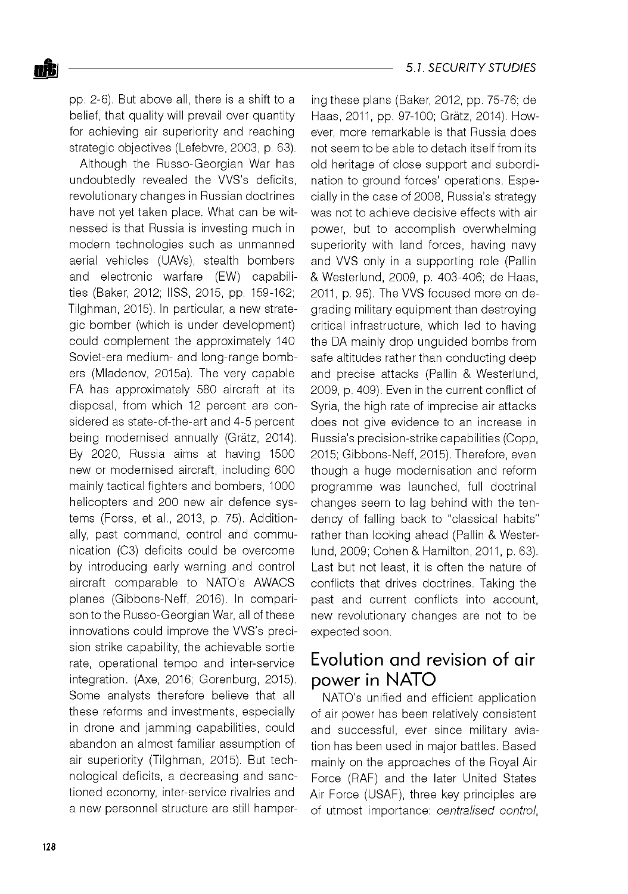pp. 2-6). But above all, there is a shift to a belief, that quality will prevail over quantity for achieving air superiority and reaching strategic objectives (Lefebvre, 2003, p. 63).

Although the Russo-Georgian War has undoubtedly revealed the VVS's deficits, revolutionary changes in Russian doctrines have not yet taken place. What can be witnessed is that Russia is investing much in modern technologies such as unmanned aerial vehicles (UAVs), stealth bombers and electronic warfare (EW) capabilities (Baker, 2012; IISS, 2015, pp. 159-162; Tilghman, 2015). In particular, a new strategic bomber (which is under development) could complement the approximately 140 Soviet-era medium- and long-range bombers (Mladenov, 2015a). The very capable FA has approximately 580 aircraft at its disposal, from which 12 percent are considered as state-of-the-art and 4-5 percent being modernised annually (Grätz, 2014). By 2020, Russia aims at having 1500 new or modernised aircraft, including 600 mainly tactical fighters and bombers, 1000 helicopters and 200 new air defence systems (Forss, et al., 2013, p. 75). Additionally, past command, control and communication (C3) deficits could be overcome by introducing early warning and control aircraft comparable to NATO's AWACS planes (Gibbons-Neff, 2016). In comparison to the Russo-Georgian War, all of these innovations could improve the VVS's precision strike capability, the achievable sortie rate, operational tempo and inter-service integration. (Axe, 2016; Gorenburg, 2015). Some analysts therefore believe that all these reforms and investments, especially in drone and jamming capabilities, could abandon an almost familiar assumption of air superiority (Tilghman, 2015). But technological deficits, a decreasing and sanctioned economy, inter-service rivalries and a new personnel structure are still hampering these plans (Baker, 2012, pp. 75-76; de Haas, 2011, pp. 97-100; Grätz, 2014). However, more remarkable is that Russia does not seem to be able to detach itself from its old heritage of close support and subordination to ground forces' operations. Especially in the case of 2008, Russia's strategy was not to achieve decisive effects with air power, but to accomplish overwhelming superiority with land forces, having navy and VVS only in a supporting role (Pallin & Westerlund, 2009, p. 403-406; de Haas, 2011, p. 95). The VVS focused more on degrading military equipment than destroying critical infrastructure, which led to having the DA mainly drop unguided bombs from safe altitudes rather than conducting deep and precise attacks (Pallin & Westerlund, 2009, p. 409). Even in the current conflict of Syria, the high rate of imprecise air attacks does not give evidence to an increase in Russia's precision-strike capabilities (Copp, 2015; Gibbons-Neff, 2015). Therefore, even though a huge modernisation and reform programme was launched, full doctrinal changes seem to lag behind with the tendency of falling back to "classical habits" rather than looking ahead (Pallin & Westerlund, 2009; Cohen & Hamilton, 2011, p. 63). Last but not least, it is often the nature of conflicts that drives doctrines. Taking the past and current conflicts into account, new revolutionary changes are not to be expected soon.

## Evolution and revision of air power in NATO

NATO's unified and efficient application of air power has been relatively consistent and successful, ever since military aviation has been used in major battles. Based mainly on the approaches of the Royal Air Force (RAF) and the later United States Air Force (USAF), three key principles are of utmost importance: *centralised control*,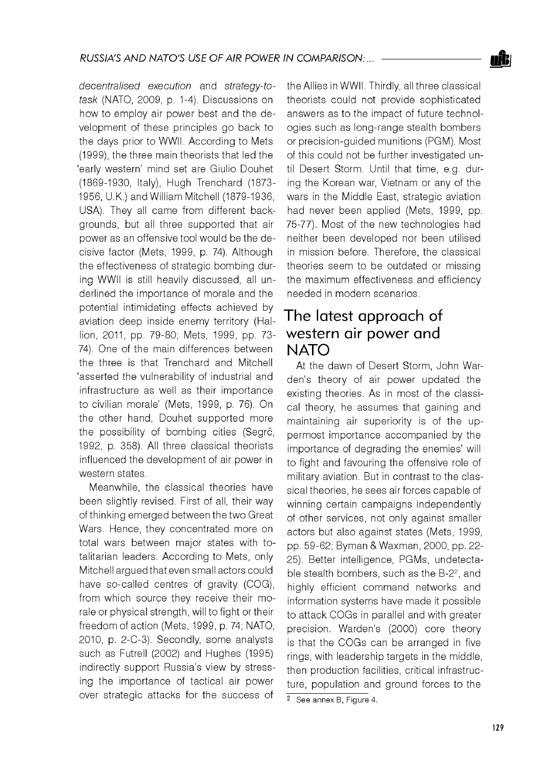*decentralised execution* and *strategy-to-task* (NATO, 2009, p. 1-4). Discussions on how to employ air power best and the development of these principles go back to the days prior to WWII. According to Mets (1999), the three main theorists that led the 'early western' mind set are Giulio Douhet (1869-1930, Italy), Hugh Trenchard (1873-1956, U.K.) and William Mitchell (1879-1936, USA). They all came from different backgrounds, but all three supported that air power as an offensive tool would be the decisive factor (Mets, 1999, p. 74). Although the effectiveness of strategic bombing during WWII is still heavily discussed, all underlined the importance of morale and the potential intimidating effects achieved by aviation deep inside enemy territory (Hallion, 2011, pp. 79-80; Mets, 1999, pp. 73-74). One of the main differences between the three is that Trenchard and Mitchell 'asserted the vulnerability of industrial and infrastructure as well as their importance to civilian morale' (Mets, 1999, p. 76). On the other hand, Douhet supported more the possibility of bombing cities (Segrč, 1992, p. 358). All three classical theorists influenced the development of air power in western states.

Meanwhile, the classical theories have been slightly revised. First of all, their way of thinking emerged between the two Great Wars. Hence, they concentrated more on total wars between major states with totalitarian leaders. According to Mets, only Mitchell argued that even small actors could have so-called centres of gravity (COG), from which source they receive their morale or physical strength, will to fight or their freedom of action (Mets, 1999, p. 74; NATO, 2010, p. 2-C-3). Secondly, some analysts such as Futrell (2002) and Hughes (1995) indirectly support Russia's view by stressing the importance of tactical air power over strategic attacks for the success of the Allies in WWII. Thirdly, all three classical theorists could not provide sophisticated answers as to the impact of future technologies such as long-range stealth bombers or precision-guided munitions (PGM). Most of this could not be further investigated until Desert Storm. Until that time, e.g. during the Korean war, Vietnam or any of the wars in the Middle East, strategic aviation had never been applied (Mets, 1999, pp. 75-77). Most of the new technologies had neither been developed nor been utilised in mission before. Therefore, the classical theories seem to be outdated or missing the maximum effectiveness and efficiency needed in modern scenarios.

## The latest approach of western air power and NATO

At the dawn of Desert Storm, John Warden's theory of air power updated the existing theories. As in most of the classical theory, he assumes that gaining and maintaining air superiority is of the uppermost importance accompanied by the importance of degrading the enemies' will to fight and favouring the offensive role of military aviation. But in contrast to the classical theories, he sees air forces capable of winning certain campaigns independently of other services, not only against smaller actors but also against states (Mets, 1999, pp. 59-62; Byman & Waxman, 2000, pp. 22-25). Better intelligence, PGMs, undetectable stealth bombers, such as the B-2[2], and highly efficient command networks and information systems have made it possible to attack COGs in parallel and with greater precision. Warden's (2000) core theory is that the COGs can be arranged in five rings, with leadership targets in the middle, then production facilities, critical infrastructure, population and ground forces to the

[2] See annex B, Figure 4.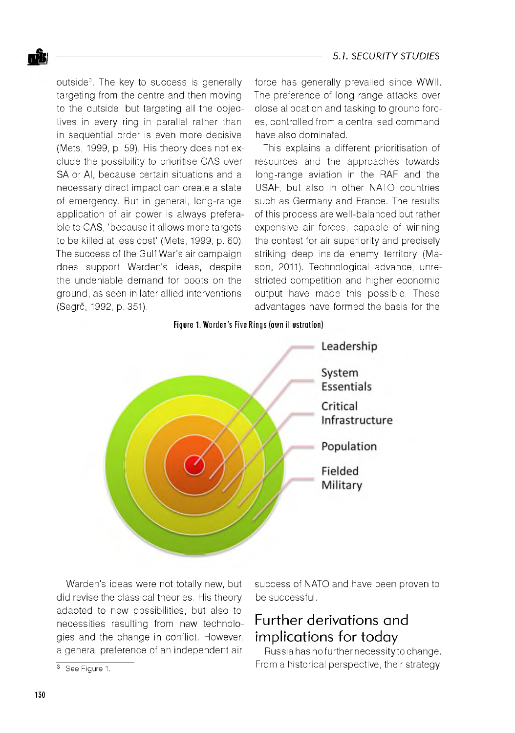outside[3]. The key to success is generally targeting from the centre and then moving to the outside, but targeting all the objectives in every ring in parallel rather than in sequential order is even more decisive (Mets, 1999, p. 59). His theory does not exclude the possibility to prioritise CAS over SA or AI, because certain situations and a necessary direct impact can create a state of emergency. But in general, long-range application of air power is always preferable to CAS, 'because it allows more targets to be killed at less cost' (Mets, 1999, p. 60). The success of the Gulf War's air campaign does support Warden's ideas, despite the undeniable demand for boots on the ground, as seen in later allied interventions (Segrč, 1992, p. 351).

Figure 1. Warden's Five Rings (own illustration)

Leadership

System Essentials

Critical Infrastructure

Population

Fielded Military

Warden's ideas were not totally new, but did revise the classical theories. His theory adapted to new possibilities, but also to necessities resulting from new technologies and the change in conflict. However, a general preference of an independent air force has generally prevailed since WWII. The preference of long-range attacks over close allocation and tasking to ground forces, controlled from a centralised command have also dominated.

This explains a different prioritisation of resources and the approaches towards long-range aviation in the RAF and the USAF, but also in other NATO countries such as Germany and France. The results of this process are well-balanced but rather expensive air forces, capable of winning the contest for air superiority and precisely striking deep inside enemy territory (Mason, 2011). Technological advance, unrestricted competition and higher economic output have made this possible. These advantages have formed the basis for the success of NATO and have been proven to be successful.

## Further derivations and implications for today

Russia has no further necessity to change. From a historical perspective, their strategy

[3] See Figure 1.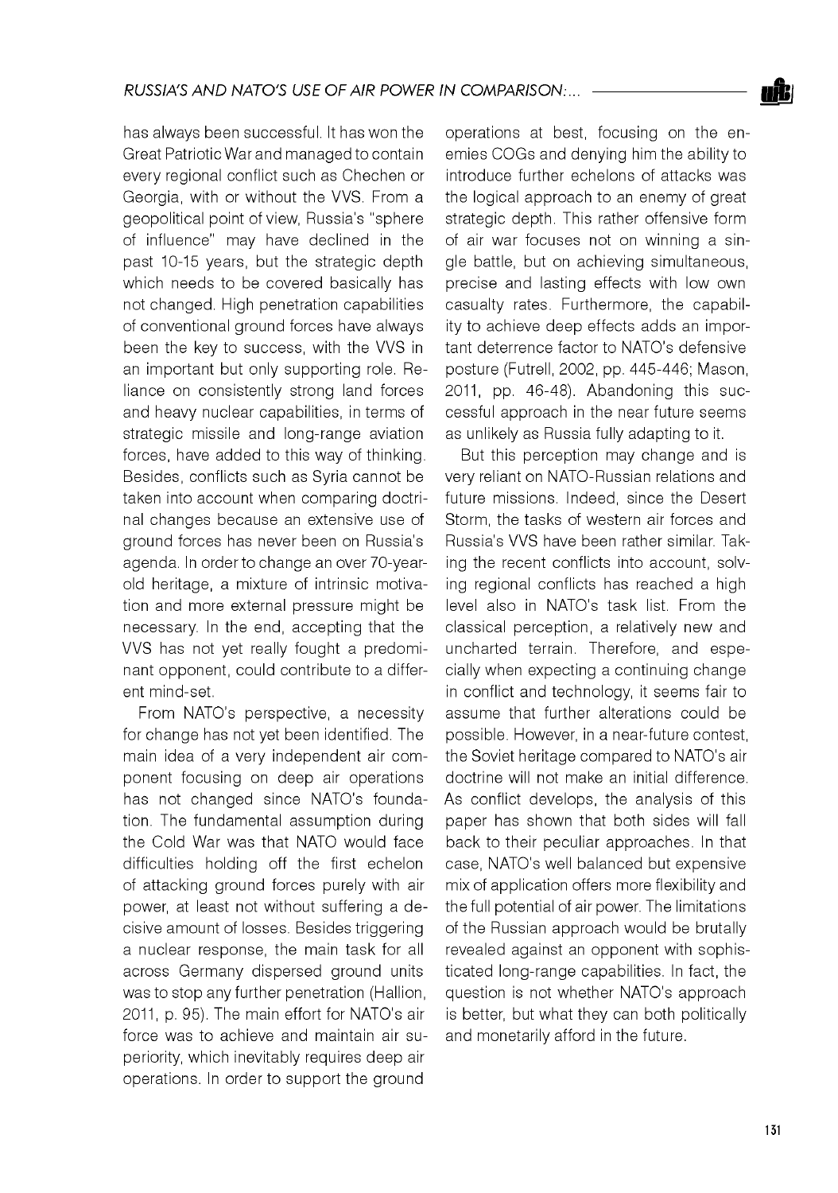has always been successful. It has won the Great Patriotic War and managed to contain every regional conflict such as Chechen or Georgia, with or without the VVS. From a geopolitical point of view, Russia's "sphere of influence" may have declined in the past 10-15 years, but the strategic depth which needs to be covered basically has not changed. High penetration capabilities of conventional ground forces have always been the key to success, with the VVS in an important but only supporting role. Reliance on consistently strong land forces and heavy nuclear capabilities, in terms of strategic missile and long-range aviation forces, have added to this way of thinking. Besides, conflicts such as Syria cannot be taken into account when comparing doctrinal changes because an extensive use of ground forces has never been on Russia's agenda. In order to change an over 70-year-old heritage, a mixture of intrinsic motivation and more external pressure might be necessary. In the end, accepting that the VVS has not yet really fought a predominant opponent, could contribute to a different mind-set.

From NATO's perspective, a necessity for change has not yet been identified. The main idea of a very independent air component focusing on deep air operations has not changed since NATO's foundation. The fundamental assumption during the Cold War was that NATO would face difficulties holding off the first echelon of attacking ground forces purely with air power, at least not without suffering a decisive amount of losses. Besides triggering a nuclear response, the main task for all across Germany dispersed ground units was to stop any further penetration (Hallion, 2011, p. 95). The main effort for NATO's air force was to achieve and maintain air superiority, which inevitably requires deep air operations. In order to support the ground operations at best, focusing on the enemies COGs and denying him the ability to introduce further echelons of attacks was the logical approach to an enemy of great strategic depth. This rather offensive form of air war focuses not on winning a single battle, but on achieving simultaneous, precise and lasting effects with low own casualty rates. Furthermore, the capability to achieve deep effects adds an important deterrence factor to NATO's defensive posture (Futrell, 2002, pp. 445-446; Mason, 2011, pp. 46-48). Abandoning this successful approach in the near future seems as unlikely as Russia fully adapting to it.

But this perception may change and is very reliant on NATO-Russian relations and future missions. Indeed, since the Desert Storm, the tasks of western air forces and Russia's VVS have been rather similar. Taking the recent conflicts into account, solving regional conflicts has reached a high level also in NATO's task list. From the classical perception, a relatively new and uncharted terrain. Therefore, and especially when expecting a continuing change in conflict and technology, it seems fair to assume that further alterations could be possible. However, in a near-future contest, the Soviet heritage compared to NATO's air doctrine will not make an initial difference. As conflict develops, the analysis of this paper has shown that both sides will fall back to their peculiar approaches. In that case, NATO's well balanced but expensive mix of application offers more flexibility and the full potential of air power. The limitations of the Russian approach would be brutally revealed against an opponent with sophisticated long-range capabilities. In fact, the question is not whether NATO's approach is better, but what they can both politically and monetarily afford in the future.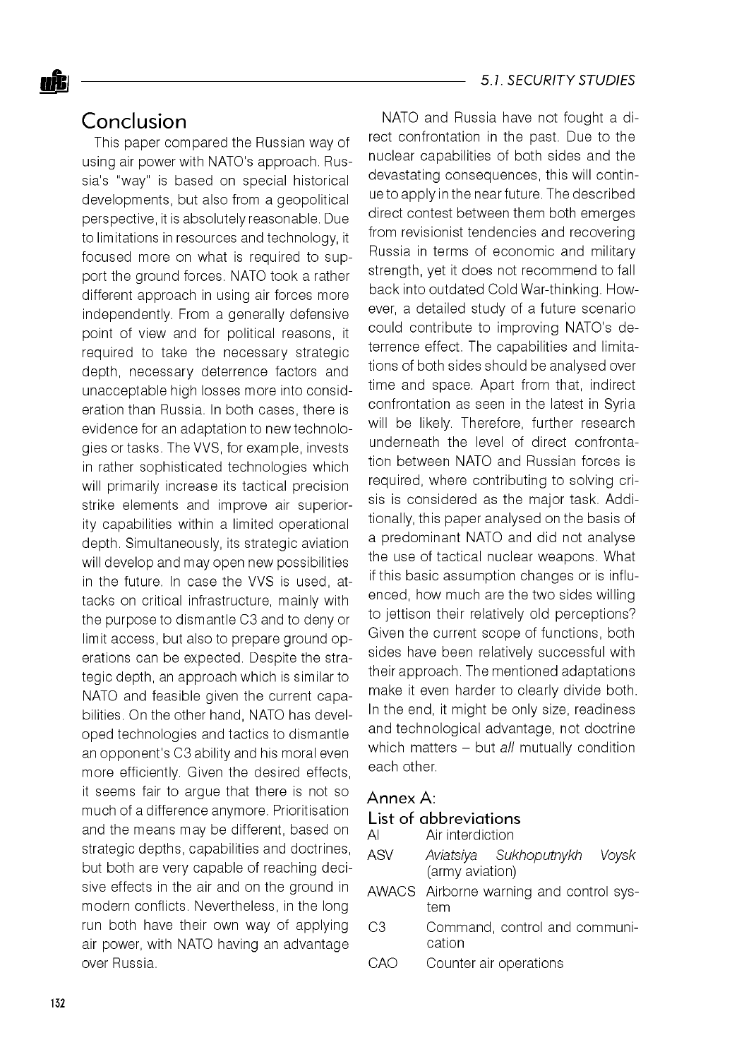## Conclusion

This paper compared the Russian way of using air power with NATO's approach. Russia's "way" is based on special historical developments, but also from a geopolitical perspective, it is absolutely reasonable. Due to limitations in resources and technology, it focused more on what is required to support the ground forces. NATO took a rather different approach in using air forces more independently. From a generally defensive point of view and for political reasons, it required to take the necessary strategic depth, necessary deterrence factors and unacceptable high losses more into consideration than Russia. In both cases, there is evidence for an adaptation to new technologies or tasks. The VVS, for example, invests in rather sophisticated technologies which will primarily increase its tactical precision strike elements and improve air superiority capabilities within a limited operational depth. Simultaneously, its strategic aviation will develop and may open new possibilities in the future. In case the VVS is used, attacks on critical infrastructure, mainly with the purpose to dismantle C3 and to deny or limit access, but also to prepare ground operations can be expected. Despite the strategic depth, an approach which is similar to NATO and feasible given the current capabilities. On the other hand, NATO has developed technologies and tactics to dismantle an opponent's C3 ability and his moral even more efficiently. Given the desired effects, it seems fair to argue that there is not so much of a difference anymore. Prioritisation and the means may be different, based on strategic depths, capabilities and doctrines, but both are very capable of reaching decisive effects in the air and on the ground in modern conflicts. Nevertheless, in the long run both have their own way of applying air power, with NATO having an advantage over Russia.

NATO and Russia have not fought a direct confrontation in the past. Due to the nuclear capabilities of both sides and the devastating consequences, this will continue to apply in the near future. The described direct contest between them both emerges from revisionist tendencies and recovering Russia in terms of economic and military strength, yet it does not recommend to fall back into outdated Cold War-thinking. However, a detailed study of a future scenario could contribute to improving NATO's deterrence effect. The capabilities and limitations of both sides should be analysed over time and space. Apart from that, indirect confrontation as seen in the latest in Syria will be likely. Therefore, further research underneath the level of direct confrontation between NATO and Russian forces is required, where contributing to solving crisis is considered as the major task. Additionally, this paper analysed on the basis of a predominant NATO and did not analyse the use of tactical nuclear weapons. What if this basic assumption changes or is influenced, how much are the two sides willing to jettison their relatively old perceptions? Given the current scope of functions, both sides have been relatively successful with their approach. The mentioned adaptations make it even harder to clearly divide both. In the end, it might be only size, readiness and technological advantage, not doctrine which matters – but *all* mutually condition each other.

## Annex A: List of abbreviations

| | |
|---|---|
| AI | Air interdiction |
| ASV | *Aviatsiya Sukhoputnykh Voysk* (army aviation) |
| AWACS | Airborne warning and control system |
| C3 | Command, control and communication |
| CAO | Counter air operations |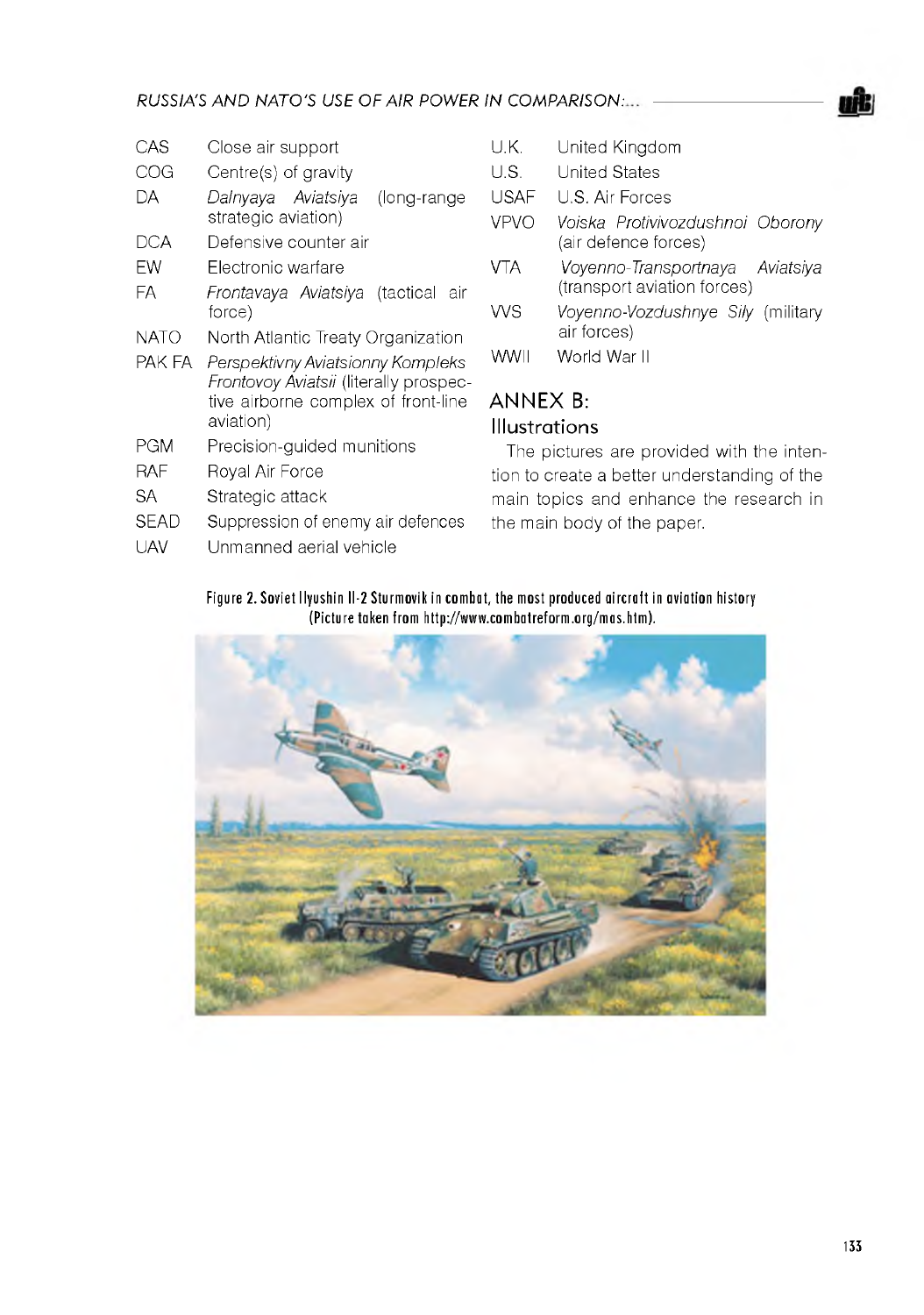| | |
|---|---|
| CAS | Close air support |
| COG | Centre(s) of gravity |
| DA | *Dalnyaya Aviatsiya* (long-range strategic aviation) |
| DCA | Defensive counter air |
| EW | Electronic warfare |
| FA | *Frontavaya Aviatsiya* (tactical air force) |
| NATO | North Atlantic Treaty Organization |
| PAK FA | *Perspektivny Aviatsionny Kompleks Frontovoy Aviatsii* (literally prospective airborne complex of front-line aviation) |
| PGM | Precision-guided munitions |
| RAF | Royal Air Force |
| SA | Strategic attack |
| SEAD | Suppression of enemy air defences |
| UAV | Unmanned aerial vehicle |
| U.K. | United Kingdom |
| U.S. | United States |
| USAF | U.S. Air Forces |
| VPVO | *Voiska Protivivozdushnoi Oborony* (air defence forces) |
| VTA | *Voyenno-Transportnaya Aviatsiya* (transport aviation forces) |
| VVS | *Voyenno-Vozdushnye Sily* (military air forces) |
| WWII | World War II |

## ANNEX B:

### Illustrations

The pictures are provided with the intention to create a better understanding of the main topics and enhance the research in the main body of the paper.

**Figure 2. Soviet Ilyushin Il-2 Sturmovik in combat, the most produced aircraft in aviation history (Picture taken from http://www.combatreform.org/mas.htm).**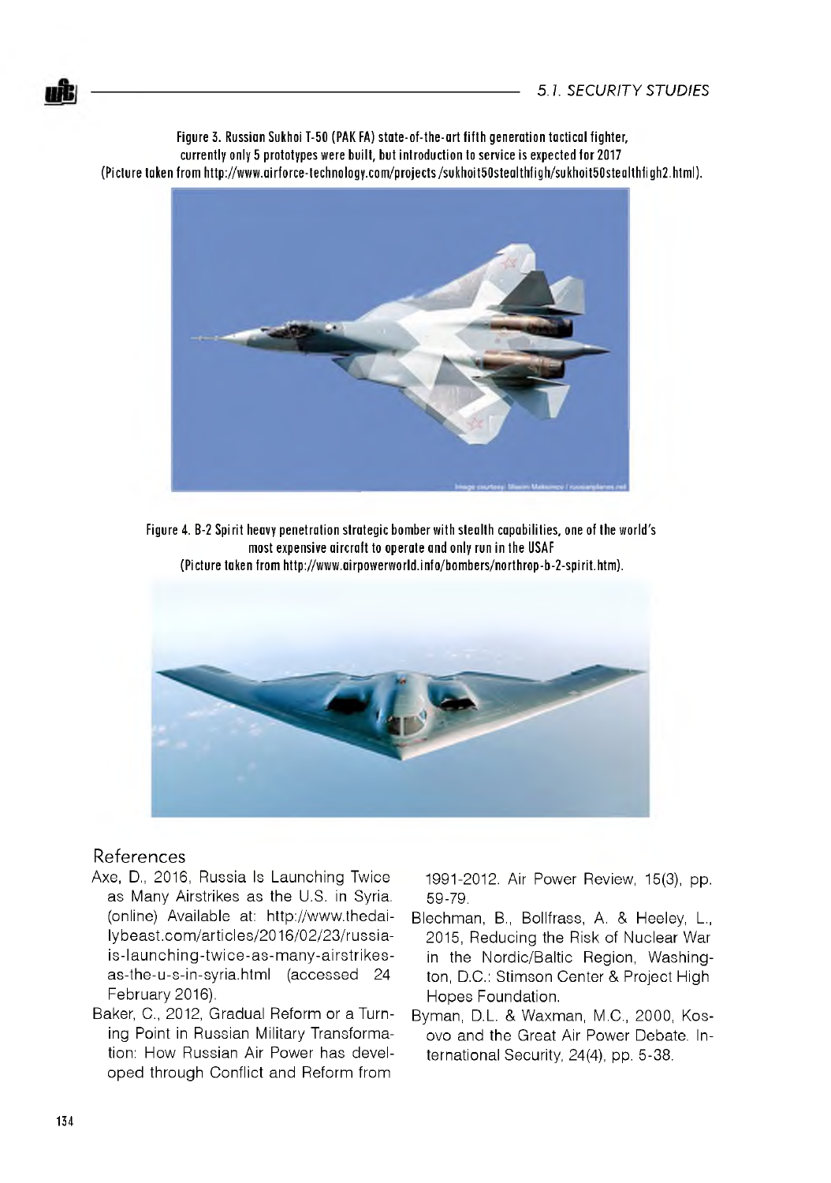Figure 3. Russian Sukhoi T-50 (PAK FA) state-of-the-art fifth generation tactical fighter, currently only 5 prototypes were built, but introduction to service is expected for 2017 (Picture taken from http://www.airforce-technology.com/projects /sukhoit50stealthfigh/sukhoit50stealthfigh2.html).

Figure 4. B-2 Spirit heavy penetration strategic bomber with stealth capabilities, one of the world's most expensive aircraft to operate and only run in the USAF (Picture taken from http://www.airpowerworld.info/bombers/northrop-b-2-spirit.htm).

## References

- Axe, D., 2016, Russia Is Launching Twice as Many Airstrikes as the U.S. in Syria. (online) Available at: http://www.thedailybeast.com/articles/2016/02/23/russia-is-launching-twice-as-many-airstrikes-as-the-u-s-in-syria.html (accessed 24 February 2016).
- Baker, C., 2012, Gradual Reform or a Turning Point in Russian Military Transformation: How Russian Air Power has developed through Conflict and Reform from 1991-2012. Air Power Review, 15(3), pp. 59-79.
- Blechman, B., Bollfrass, A. & Heeley, L., 2015, Reducing the Risk of Nuclear War in the Nordic/Baltic Region, Washington, D.C.: Stimson Center & Project High Hopes Foundation.
- Byman, D.L. & Waxman, M.C., 2000, Kosovo and the Great Air Power Debate. International Security, 24(4), pp. 5-38.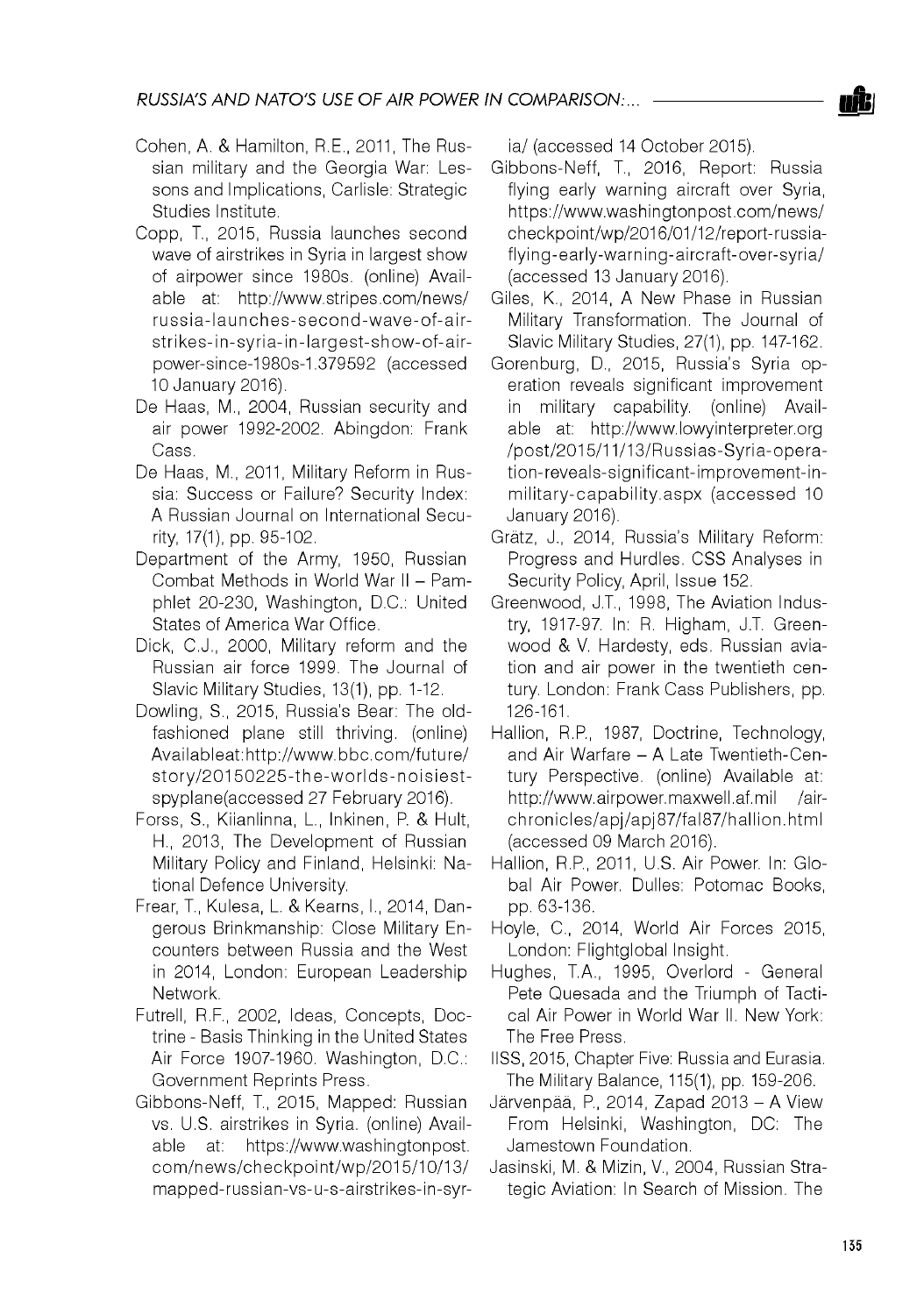Cohen, A. & Hamilton, R.E., 2011, The Russian military and the Georgia War: Lessons and Implications, Carlisle: Strategic Studies Institute.

Copp, T., 2015, Russia launches second wave of airstrikes in Syria in largest show of airpower since 1980s. (online) Available at: http://www.stripes.com/news/russia-launches-second-wave-of-air-strikes-in-syria-in-largest-show-of-air-power-since-1980s-1.379592 (accessed 10 January 2016).

De Haas, M., 2004, Russian security and air power 1992-2002. Abingdon: Frank Cass.

De Haas, M., 2011, Military Reform in Russia: Success or Failure? Security Index: A Russian Journal on International Security, 17(1), pp. 95-102.

Department of the Army, 1950, Russian Combat Methods in World War II – Pamphlet 20-230, Washington, D.C.: United States of America War Office.

Dick, C.J., 2000, Military reform and the Russian air force 1999. The Journal of Slavic Military Studies, 13(1), pp. 1-12.

Dowling, S., 2015, Russia's Bear: The old-fashioned plane still thriving. (online) Availableat:http://www.bbc.com/future/story/20150225-the-worlds-noisiest-spyplane(accessed 27 February 2016).

Forss, S., Kiianlinna, L., Inkinen, P. & Hult, H., 2013, The Development of Russian Military Policy and Finland, Helsinki: National Defence University.

Frear, T., Kulesa, L. & Kearns, I., 2014, Dangerous Brinkmanship: Close Military Encounters between Russia and the West in 2014, London: European Leadership Network.

Futrell, R.F., 2002, Ideas, Concepts, Doctrine - Basis Thinking in the United States Air Force 1907-1960. Washington, D.C.: Government Reprints Press.

Gibbons-Neff, T., 2015, Mapped: Russian vs. U.S. airstrikes in Syria. (online) Available at: https://www.washingtonpost.com/news/checkpoint/wp/2015/10/13/mapped-russian-vs-u-s-airstrikes-in-syria/ (accessed 14 October 2015).

Gibbons-Neff, T., 2016, Report: Russia flying early warning aircraft over Syria, https://www.washingtonpost.com/news/checkpoint/wp/2016/01/12/report-russia-flying-early-warning-aircraft-over-syria/ (accessed 13 January 2016).

Giles, K., 2014, A New Phase in Russian Military Transformation. The Journal of Slavic Military Studies, 27(1), pp. 147-162.

Gorenburg, D., 2015, Russia's Syria operation reveals significant improvement in military capability. (online) Available at: http://www.lowyinterpreter.org/post/2015/11/13/Russias-Syria-operation-reveals-significant-improvement-in-military-capability.aspx (accessed 10 January 2016).

Grätz, J., 2014, Russia's Military Reform: Progress and Hurdles. CSS Analyses in Security Policy, April, Issue 152.

Greenwood, J.T., 1998, The Aviation Industry, 1917-97. In: R. Higham, J.T. Greenwood & V. Hardesty, eds. Russian aviation and air power in the twentieth century. London: Frank Cass Publishers, pp. 126-161.

Hallion, R.P., 1987, Doctrine, Technology, and Air Warfare – A Late Twentieth-Century Perspective. (online) Available at: http://www.airpower.maxwell.af.mil /airchronicles/apj/apj87/fal87/hallion.html (accessed 09 March 2016).

Hallion, R.P., 2011, U.S. Air Power. In: Global Air Power. Dulles: Potomac Books, pp. 63-136.

Hoyle, C., 2014, World Air Forces 2015, London: Flightglobal Insight.

Hughes, T.A., 1995, Overlord - General Pete Quesada and the Triumph of Tactical Air Power in World War II. New York: The Free Press.

IISS, 2015, Chapter Five: Russia and Eurasia. The Military Balance, 115(1), pp. 159-206.

Järvenpää, P., 2014, Zapad 2013 – A View From Helsinki, Washington, DC: The Jamestown Foundation.

Jasinski, M. & Mizin, V., 2004, Russian Strategic Aviation: In Search of Mission. The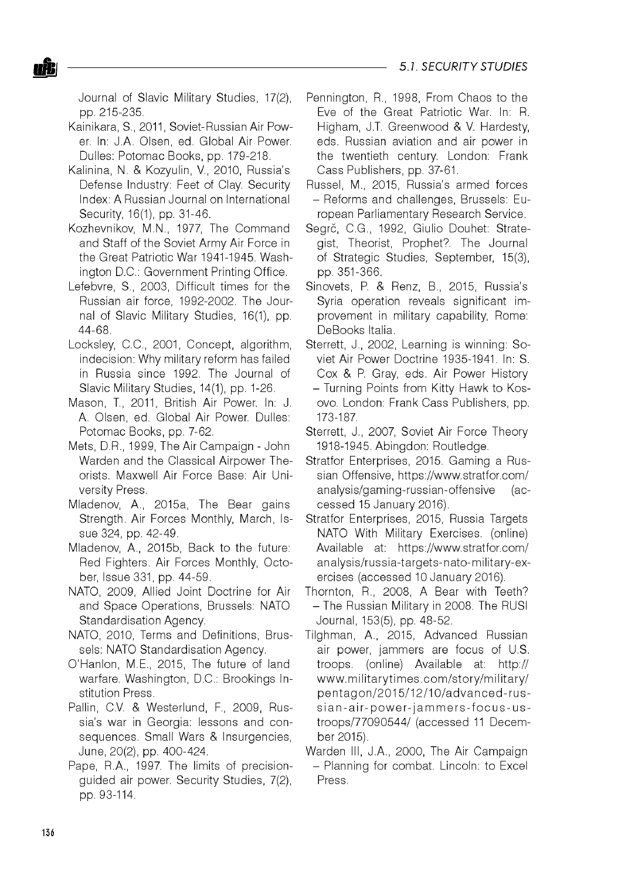Journal of Slavic Military Studies, 17(2), pp. 215-235.

Kainikara, S., 2011, Soviet-Russian Air Power. In: J.A. Olsen, ed. Global Air Power. Dulles: Potomac Books, pp. 179-218.

Kalinina, N. & Kozyulin, V., 2010, Russia's Defense Industry: Feet of Clay. Security Index: A Russian Journal on International Security, 16(1), pp. 31-46.

Kozhevnikov, M.N., 1977, The Command and Staff of the Soviet Army Air Force in the Great Patriotic War 1941-1945. Washington D.C.: Government Printing Office.

Lefebvre, S., 2003, Difficult times for the Russian air force, 1992-2002. The Journal of Slavic Military Studies, 16(1), pp. 44-68.

Locksley, C.C., 2001, Concept, algorithm, indecision: Why military reform has failed in Russia since 1992. The Journal of Slavic Military Studies, 14(1), pp. 1-26.

Mason, T., 2011, British Air Power. In: J. A. Olsen, ed. Global Air Power. Dulles: Potomac Books, pp. 7-62.

Mets, D.R., 1999, The Air Campaign - John Warden and the Classical Airpower Theorists. Maxwell Air Force Base: Air University Press.

Mladenov, A., 2015a, The Bear gains Strength. Air Forces Monthly, March, Issue 324, pp. 42-49.

Mladenov, A., 2015b, Back to the future: Red Fighters. Air Forces Monthly, October, Issue 331, pp. 44-59.

NATO, 2009, Allied Joint Doctrine for Air and Space Operations, Brussels: NATO Standardisation Agency.

NATO, 2010, Terms and Definitions, Brussels: NATO Standardisation Agency.

O'Hanlon, M.E., 2015, The future of land warfare. Washington, D.C.: Brookings Institution Press.

Pallin, C.V. & Westerlund, F., 2009, Russia's war in Georgia: lessons and consequences. Small Wars & Insurgencies, June, 20(2), pp. 400-424.

Pape, R.A., 1997. The limits of precision-guided air power. Security Studies, 7(2), pp. 93-114.

Pennington, R., 1998, From Chaos to the Eve of the Great Patriotic War. In: R. Higham, J.T. Greenwood & V. Hardesty, eds. Russian aviation and air power in the twentieth century. London: Frank Cass Publishers, pp. 37-61.

Russel, M., 2015, Russia's armed forces – Reforms and challenges, Brussels: European Parliamentary Research Service.

Segrč, C.G., 1992, Giulio Douhet: Strategist, Theorist, Prophet?. The Journal of Strategic Studies, September, 15(3), pp. 351-366.

Sinovets, P. & Renz, B., 2015, Russia's Syria operation reveals significant improvement in military capability, Rome: DeBooks Italia.

Sterrett, J., 2002, Learning is winning: Soviet Air Power Doctrine 1935-1941. In: S. Cox & P. Gray, eds. Air Power History – Turning Points from Kitty Hawk to Kosovo. London: Frank Cass Publishers, pp. 173-187.

Sterrett, J., 2007, Soviet Air Force Theory 1918-1945. Abingdon: Routledge.

Stratfor Enterprises, 2015. Gaming a Russian Offensive, https://www.stratfor.com/analysis/gaming-russian-offensive (accessed 15 January 2016).

Stratfor Enterprises, 2015, Russia Targets NATO With Military Exercises. (online) Available at: https://www.stratfor.com/analysis/russia-targets-nato-military-exercises (accessed 10 January 2016).

Thornton, R., 2008, A Bear with Teeth? – The Russian Military in 2008. The RUSI Journal, 153(5), pp. 48-52.

Tilghman, A., 2015, Advanced Russian air power, jammers are focus of U.S. troops. (online) Available at: http://www.militarytimes.com/story/military/pentagon/2015/12/10/advanced-russian-air-power-jammers-focus-us-troops/77090544/ (accessed 11 December 2015).

Warden III, J.A., 2000, The Air Campaign – Planning for combat. Lincoln: to Excel Press.